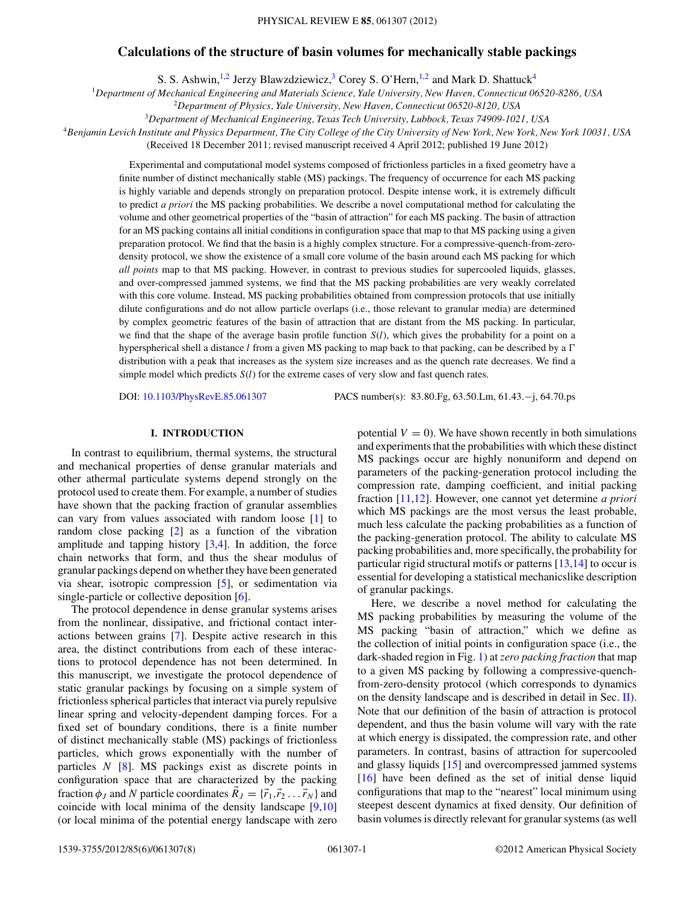# Calculations of the structure of basin volumes for mechanically stable packings

S. S. Ashwin,[1,2] Jerzy Blawzdziewicz,[3] Corey S. O'Hern,[1,2] and Mark D. Shattuck[4]

[1]*Department of Mechanical Engineering and Materials Science, Yale University, New Haven, Connecticut 06520-8286, USA*
[2]*Department of Physics, Yale University, New Haven, Connecticut 06520-8120, USA*
[3]*Department of Mechanical Engineering, Texas Tech University, Lubbock, Texas 74909-1021, USA*
[4]*Benjamin Levich Institute and Physics Department, The City College of the City University of New York, New York, New York 10031, USA*

(Received 18 December 2011; revised manuscript received 4 April 2012; published 19 June 2012)

Experimental and computational model systems composed of frictionless particles in a fixed geometry have a finite number of distinct mechanically stable (MS) packings. The frequency of occurrence for each MS packing is highly variable and depends strongly on preparation protocol. Despite intense work, it is extremely difficult to predict *a priori* the MS packing probabilities. We describe a novel computational method for calculating the volume and other geometrical properties of the "basin of attraction" for each MS packing. The basin of attraction for an MS packing contains all initial conditions in configuration space that map to that MS packing using a given preparation protocol. We find that the basin is a highly complex structure. For a compressive-quench-from-zero-density protocol, we show the existence of a small core volume of the basin around each MS packing for which *all points* map to that MS packing. However, in contrast to previous studies for supercooled liquids, glasses, and over-compressed jammed systems, we find that the MS packing probabilities are very weakly correlated with this core volume. Instead, MS packing probabilities obtained from compression protocols that use initially dilute configurations and do not allow particle overlaps (i.e., those relevant to granular media) are determined by complex geometric features of the basin of attraction that are distant from the MS packing. In particular, we find that the shape of the average basin profile function $S(l)$, which gives the probability for a point on a hyperspherical shell a distance $l$ from a given MS packing to map back to that packing, can be described by a $\Gamma$ distribution with a peak that increases as the system size increases and as the quench rate decreases. We find a simple model which predicts $S(l)$ for the extreme cases of very slow and fast quench rates.

DOI: 10.1103/PhysRevE.85.061307 PACS number(s): 83.80.Fg, 63.50.Lm, 61.43.−j, 64.70.ps

## I. INTRODUCTION

In contrast to equilibrium, thermal systems, the structural and mechanical properties of dense granular materials and other athermal particulate systems depend strongly on the protocol used to create them. For example, a number of studies have shown that the packing fraction of granular assemblies can vary from values associated with random loose [1] to random close packing [2] as a function of the vibration amplitude and tapping history [3,4]. In addition, the force chain networks that form, and thus the shear modulus of granular packings depend on whether they have been generated via shear, isotropic compression [5], or sedimentation via single-particle or collective deposition [6].

The protocol dependence in dense granular systems arises from the nonlinear, dissipative, and frictional contact interactions between grains [7]. Despite active research in this area, the distinct contributions from each of these interactions to protocol dependence has not been determined. In this manuscript, we investigate the protocol dependence of static granular packings by focusing on a simple system of frictionless spherical particles that interact via purely repulsive linear spring and velocity-dependent damping forces. For a fixed set of boundary conditions, there is a finite number of distinct mechanically stable (MS) packings of frictionless particles, which grows exponentially with the number of particles $N$ [8]. MS packings exist as discrete points in configuration space that are characterized by the packing fraction $\phi_J$ and $N$ particle coordinates $\vec{R}_J = \{\vec{r}_1, \vec{r}_2 \ldots \vec{r}_N\}$ and coincide with local minima of the density landscape [9,10] (or local minima of the potential energy landscape with zero potential $V = 0$). We have shown recently in both simulations and experiments that the probabilities with which these distinct MS packings occur are highly nonuniform and depend on parameters of the packing-generation protocol including the compression rate, damping coefficient, and initial packing fraction [11,12]. However, one cannot yet determine *a priori* which MS packings are the most versus the least probable, much less calculate the packing probabilities as a function of the packing-generation protocol. The ability to calculate MS packing probabilities and, more specifically, the probability for particular rigid structural motifs or patterns [13,14] to occur is essential for developing a statistical mechanicslike description of granular packings.

Here, we describe a novel method for calculating the MS packing probabilities by measuring the volume of the MS packing "basin of attraction," which we define as the collection of initial points in configuration space (i.e., the dark-shaded region in Fig. 1) at *zero packing fraction* that map to a given MS packing by following a compressive-quench-from-zero-density protocol (which corresponds to dynamics on the density landscape and is described in detail in Sec. II). Note that our definition of the basin of attraction is protocol dependent, and thus the basin volume will vary with the rate at which energy is dissipated, the compression rate, and other parameters. In contrast, basins of attraction for supercooled and glassy liquids [15] and overcompressed jammed systems [16] have been defined as the set of initial dense liquid configurations that map to the "nearest" local minimum using steepest descent dynamics at fixed density. Our definition of basin volumes is directly relevant for granular systems (as well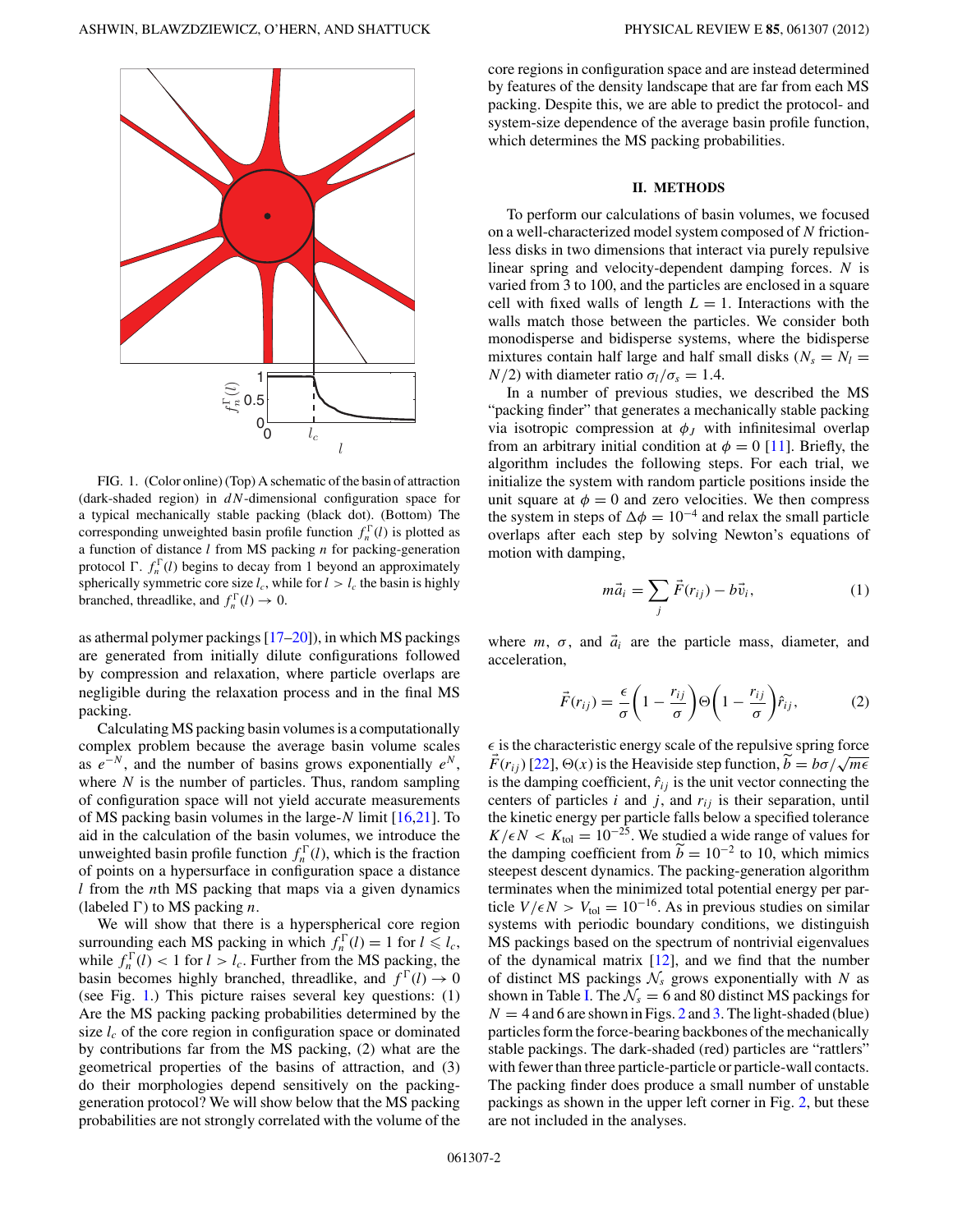FIG. 1. (Color online) (Top) A schematic of the basin of attraction (dark-shaded region) in $dN$-dimensional configuration space for a typical mechanically stable packing (black dot). (Bottom) The corresponding unweighted basin profile function $f_n^\Gamma(l)$ is plotted as a function of distance $l$ from MS packing $n$ for packing-generation protocol $\Gamma$. $f_n^\Gamma(l)$ begins to decay from 1 beyond an approximately spherically symmetric core size $l_c$, while for $l > l_c$ the basin is highly branched, threadlike, and $f_n^\Gamma(l) \to 0$.

as athermal polymer packings [17–20]), in which MS packings are generated from initially dilute configurations followed by compression and relaxation, where particle overlaps are negligible during the relaxation process and in the final MS packing.

Calculating MS packing basin volumes is a computationally complex problem because the average basin volume scales as $e^{-N}$, and the number of basins grows exponentially $e^N$, where $N$ is the number of particles. Thus, random sampling of configuration space will not yield accurate measurements of MS packing basin volumes in the large-$N$ limit [16,21]. To aid in the calculation of the basin volumes, we introduce the unweighted basin profile function $f_n^\Gamma(l)$, which is the fraction of points on a hypersurface in configuration space a distance $l$ from the $n$th MS packing that maps via a given dynamics (labeled $\Gamma$) to MS packing $n$.

We will show that there is a hyperspherical core region surrounding each MS packing in which $f_n^\Gamma(l) = 1$ for $l \leqslant l_c$, while $f_n^\Gamma(l) < 1$ for $l > l_c$. Further from the MS packing, the basin becomes highly branched, threadlike, and $f^\Gamma(l) \to 0$ (see Fig. 1.) This picture raises several key questions: (1) Are the MS packing packing probabilities determined by the size $l_c$ of the core region in configuration space or dominated by contributions far from the MS packing, (2) what are the geometrical properties of the basins of attraction, and (3) do their morphologies depend sensitively on the packing-generation protocol? We will show below that the MS packing probabilities are not strongly correlated with the volume of the core regions in configuration space and are instead determined by features of the density landscape that are far from each MS packing. Despite this, we are able to predict the protocol- and system-size dependence of the average basin profile function, which determines the MS packing probabilities.

## II. METHODS

To perform our calculations of basin volumes, we focused on a well-characterized model system composed of $N$ frictionless disks in two dimensions that interact via purely repulsive linear spring and velocity-dependent damping forces. $N$ is varied from 3 to 100, and the particles are enclosed in a square cell with fixed walls of length $L = 1$. Interactions with the walls match those between the particles. We consider both monodisperse and bidisperse systems, where the bidisperse mixtures contain half large and half small disks ($N_s = N_l = N/2$) with diameter ratio $\sigma_l/\sigma_s = 1.4$.

In a number of previous studies, we described the MS "packing finder" that generates a mechanically stable packing via isotropic compression at $\phi_J$ with infinitesimal overlap from an arbitrary initial condition at $\phi = 0$ [11]. Briefly, the algorithm includes the following steps. For each trial, we initialize the system with random particle positions inside the unit square at $\phi = 0$ and zero velocities. We then compress the system in steps of $\Delta\phi = 10^{-4}$ and relax the small particle overlaps after each step by solving Newton's equations of motion with damping,

$$m\vec{a}_i = \sum_j \vec{F}(r_{ij}) - b\vec{v}_i, \tag{1}$$

where $m$, $\sigma$, and $\vec{a}_i$ are the particle mass, diameter, and acceleration,

$$\vec{F}(r_{ij}) = \frac{\epsilon}{\sigma}\left(1 - \frac{r_{ij}}{\sigma}\right)\Theta\left(1 - \frac{r_{ij}}{\sigma}\right)\hat{r}_{ij}, \tag{2}$$

$\epsilon$ is the characteristic energy scale of the repulsive spring force $\vec{F}(r_{ij})$ [22], $\Theta(x)$ is the Heaviside step function, $\widetilde{b} = b\sigma/\sqrt{m\epsilon}$ is the damping coefficient, $\hat{r}_{ij}$ is the unit vector connecting the centers of particles $i$ and $j$, and $r_{ij}$ is their separation, until the kinetic energy per particle falls below a specified tolerance $K/\epsilon N < K_{\rm tol} = 10^{-25}$. We studied a wide range of values for the damping coefficient from $\widetilde{b} = 10^{-2}$ to 10, which mimics steepest descent dynamics. The packing-generation algorithm terminates when the minimized total potential energy per particle $V/\epsilon N > V_{\rm tol} = 10^{-16}$. As in previous studies on similar systems with periodic boundary conditions, we distinguish MS packings based on the spectrum of nontrivial eigenvalues of the dynamical matrix [12], and we find that the number of distinct MS packings $\mathcal{N}_s$ grows exponentially with $N$ as shown in Table I. The $\mathcal{N}_s = 6$ and 80 distinct MS packings for $N = 4$ and 6 are shown in Figs. 2 and 3. The light-shaded (blue) particles form the force-bearing backbones of the mechanically stable packings. The dark-shaded (red) particles are "rattlers" with fewer than three particle-particle or particle-wall contacts. The packing finder does produce a small number of unstable packings as shown in the upper left corner in Fig. 2, but these are not included in the analyses.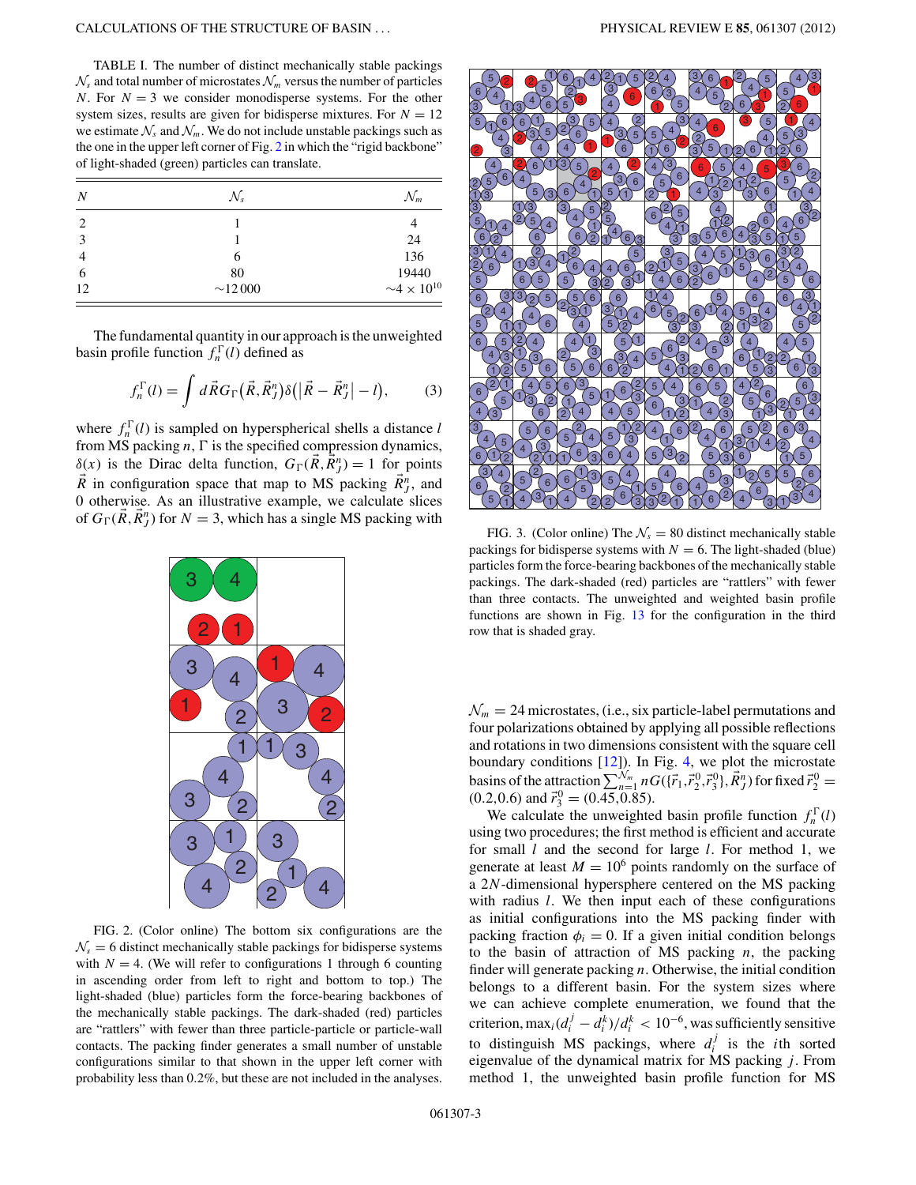TABLE I. The number of distinct mechanically stable packings $\mathcal{N}_s$ and total number of microstates $\mathcal{N}_m$ versus the number of particles $N$. For $N = 3$ we consider monodisperse systems. For the other system sizes, results are given for bidisperse mixtures. For $N = 12$ we estimate $\mathcal{N}_s$ and $\mathcal{N}_m$. We do not include unstable packings such as the one in the upper left corner of Fig. 2 in which the "rigid backbone" of light-shaded (green) particles can translate.

| $N$ | $\mathcal{N}_s$ | $\mathcal{N}_m$ |
|---|---|---|
| 2 | 1 | 4 |
| 3 | 1 | 24 |
| 4 | 6 | 136 |
| 6 | 80 | 19440 |
| 12 | $\sim$12 000 | $\sim 4 \times 10^{10}$ |

The fundamental quantity in our approach is the unweighted basin profile function $f_n^{\Gamma}(l)$ defined as

$$f_n^{\Gamma}(l) = \int d\vec{R} G_{\Gamma}\left(\vec{R}, \vec{R}_J^n\right) \delta\left(\left|\vec{R} - \vec{R}_J^n\right| - l\right), \qquad (3)$$

where $f_n^{\Gamma}(l)$ is sampled on hyperspherical shells a distance $l$ from MS packing $n$, $\Gamma$ is the specified compression dynamics, $\delta(x)$ is the Dirac delta function, $G_{\Gamma}(\vec{R}, \vec{R}_J^n) = 1$ for points $\vec{R}$ in configuration space that map to MS packing $\vec{R}_J^n$, and 0 otherwise. As an illustrative example, we calculate slices of $G_{\Gamma}(\vec{R}, \vec{R}_J^n)$ for $N = 3$, which has a single MS packing with $\mathcal{N}_m = 24$ microstates, (i.e., six particle-label permutations and four polarizations obtained by applying all possible reflections and rotations in two dimensions consistent with the square cell boundary conditions [12]). In Fig. 4, we plot the microstate basins of the attraction $\sum_{n=1}^{\mathcal{N}_m} nG(\{\vec{r}_1, \vec{r}_2^{\,0}, \vec{r}_3^{\,0}\}, \vec{R}_J^n)$ for fixed $\vec{r}_2^{\,0} = (0.2, 0.6)$ and $\vec{r}_3^{\,0} = (0.45, 0.85)$.

FIG. 2. (Color online) The bottom six configurations are the $\mathcal{N}_s = 6$ distinct mechanically stable packings for bidisperse systems with $N = 4$. (We will refer to configurations 1 through 6 counting in ascending order from left to right and bottom to top.) The light-shaded (blue) particles form the force-bearing backbones of the mechanically stable packings. The dark-shaded (red) particles are "rattlers" with fewer than three particle-particle or particle-wall contacts. The packing finder generates a small number of unstable configurations similar to that shown in the upper left corner with probability less than 0.2%, but these are not included in the analyses.

FIG. 3. (Color online) The $\mathcal{N}_s = 80$ distinct mechanically stable packings for bidisperse systems with $N = 6$. The light-shaded (blue) particles form the force-bearing backbones of the mechanically stable packings. The dark-shaded (red) particles are "rattlers" with fewer than three contacts. The unweighted and weighted basin profile functions are shown in Fig. 13 for the configuration in the third row that is shaded gray.

We calculate the unweighted basin profile function $f_n^{\Gamma}(l)$ using two procedures; the first method is efficient and accurate for small $l$ and the second for large $l$. For method 1, we generate at least $M = 10^6$ points randomly on the surface of a $2N$-dimensional hypersphere centered on the MS packing with radius $l$. We then input each of these configurations as initial configurations into the MS packing finder with packing fraction $\phi_i = 0$. If a given initial condition belongs to the basin of attraction of MS packing $n$, the packing finder will generate packing $n$. Otherwise, the initial condition belongs to a different basin. For the system sizes where we can achieve complete enumeration, we found that the criterion, $\max_i (d_i^j - d_i^k)/d_i^k < 10^{-6}$, was sufficiently sensitive to distinguish MS packings, where $d_i^j$ is the $i$th sorted eigenvalue of the dynamical matrix for MS packing $j$. From method 1, the unweighted basin profile function for MS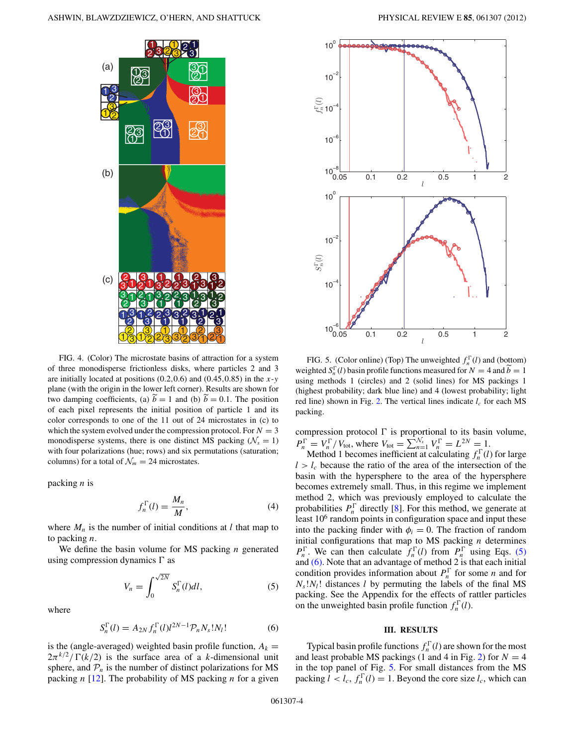FIG. 4. (Color) The microstate basins of attraction for a system of three monodisperse frictionless disks, where particles 2 and 3 are initially located at positions (0.2,0.6) and (0.45,0.85) in the $x$-$y$ plane (with the origin in the lower left corner). Results are shown for two damping coefficients, (a) $\tilde{b} = 1$ and (b) $\tilde{b} = 0.1$. The position of each pixel represents the initial position of particle 1 and its color corresponds to one of the 11 out of 24 microstates in (c) to which the system evolved under the compression protocol. For $N = 3$ monodisperse systems, there is one distinct MS packing ($\mathcal{N}_s = 1$) with four polarizations (hue; rows) and six permutations (saturation; columns) for a total of $\mathcal{N}_m = 24$ microstates.

packing $n$ is

$$f_n^{\Gamma}(l) = \frac{M_n}{M}, \tag{4}$$

where $M_n$ is the number of initial conditions at $l$ that map to packing $n$.

We define the basin volume for MS packing $n$ generated using compression dynamics $\Gamma$ as

$$V_n = \int_0^{\sqrt{2N}} S_n^{\Gamma}(l)dl, \tag{5}$$

where

$$S_n^{\Gamma}(l) = A_{2N} f_n^{\Gamma}(l) l^{2N-1} \mathcal{P}_n N_s! N_l! \tag{6}$$

is the (angle-averaged) weighted basin profile function, $A_k = 2\pi^{k/2}/\Gamma(k/2)$ is the surface area of a $k$-dimensional unit sphere, and $\mathcal{P}_n$ is the number of distinct polarizations for MS packing $n$ [12]. The probability of MS packing $n$ for a given compression protocol $\Gamma$ is proportional to its basin volume, $P_n^{\Gamma} = V_n^{\Gamma}/V_{\text{tot}}$, where $V_{\text{tot}} = \sum_{n=1}^{\mathcal{N}_s} V_n^{\Gamma} = L^{2N} = 1$.

FIG. 5. (Color online) (Top) The unweighted $f_n^{\Gamma}(l)$ and (bottom) weighted $S_n^{\Gamma}(l)$ basin profile functions measured for $N = 4$ and $\tilde{b} = 1$ using methods 1 (circles) and 2 (solid lines) for MS packings 1 (highest probability; dark blue line) and 4 (lowest probability; light red line) shown in Fig. 2. The vertical lines indicate $l_c$ for each MS packing.

Method 1 becomes inefficient at calculating $f_n^{\Gamma}(l)$ for large $l > l_c$ because the ratio of the area of the intersection of the basin with the hypersphere to the area of the hypersphere becomes extremely small. Thus, in this regime we implement method 2, which was previously employed to calculate the probabilities $P_n^{\Gamma}$ directly [8]. For this method, we generate at least $10^6$ random points in configuration space and input these into the packing finder with $\phi_i = 0$. The fraction of random initial configurations that map to MS packing $n$ determines $P_n^{\Gamma}$. We can then calculate $f_n^{\Gamma}(l)$ from $P_n^{\Gamma}$ using Eqs. (5) and (6). Note that an advantage of method 2 is that each initial condition provides information about $P_n^{\Gamma}$ for some $n$ and for $N_s!N_l!$ distances $l$ by permuting the labels of the final MS packing. See the Appendix for the effects of rattler particles on the unweighted basin profile function $f_n^{\Gamma}(l)$.

## III. RESULTS

Typical basin profile functions $f_n^{\Gamma}(l)$ are shown for the most and least probable MS packings (1 and 4 in Fig. 2) for $N = 4$ in the top panel of Fig. 5. For small distances from the MS packing $l < l_c$, $f_n^{\Gamma}(l) = 1$. Beyond the core size $l_c$, which can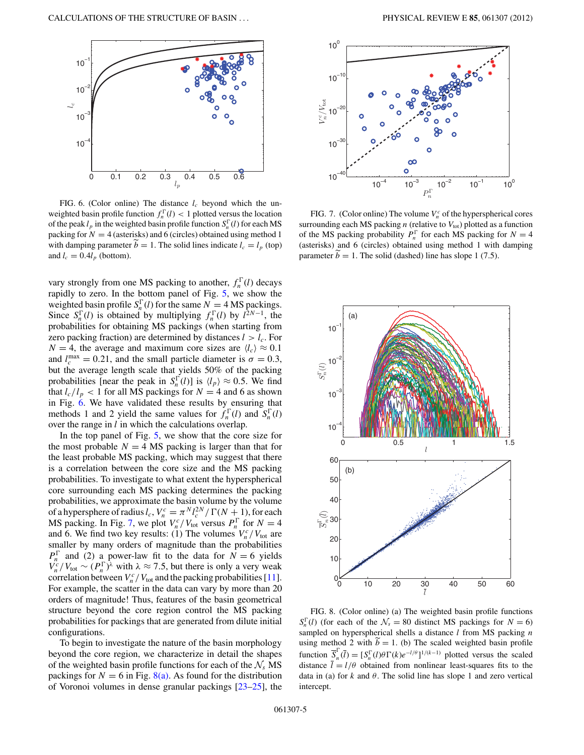FIG. 6. (Color online) The distance $l_c$ beyond which the unweighted basin profile function $f_n^\Gamma(l) < 1$ plotted versus the location of the peak $l_p$ in the weighted basin profile function $S_n^\Gamma(l)$ for each MS packing for $N = 4$ (asterisks) and 6 (circles) obtained using method 1 with damping parameter $\widetilde{b} = 1$. The solid lines indicate $l_c = l_p$ (top) and $l_c = 0.4 l_p$ (bottom).

FIG. 7. (Color online) The volume $V_n^c$ of the hyperspherical cores surrounding each MS packing $n$ (relative to $V_{\rm tot}$) plotted as a function of the MS packing probability $P_n^\Gamma$ for each MS packing for $N = 4$ (asterisks) and 6 (circles) obtained using method 1 with damping parameter $\widetilde{b} = 1$. The solid (dashed) line has slope 1 (7.5).

vary strongly from one MS packing to another, $f_n^\Gamma(l)$ decays rapidly to zero. In the bottom panel of Fig. 5, we show the weighted basin profile $S_n^\Gamma(l)$ for the same $N = 4$ MS packings. Since $S_n^\Gamma(l)$ is obtained by multiplying $f_n^\Gamma(l)$ by $l^{2N-1}$, the probabilities for obtaining MS packings (when starting from zero packing fraction) are determined by distances $l > l_c$. For $N = 4$, the average and maximum core sizes are $\langle l_c \rangle \approx 0.1$ and $l_c^{\max} = 0.21$, and the small particle diameter is $\sigma = 0.3$, but the average length scale that yields 50% of the packing probabilities [near the peak in $S_n^\Gamma(l)$] is $\langle l_p \rangle \approx 0.5$. We find that $l_c/l_p < 1$ for all MS packings for $N = 4$ and 6 as shown in Fig. 6. We have validated these results by ensuring that methods 1 and 2 yield the same values for $f_n^\Gamma(l)$ and $S_n^\Gamma(l)$ over the range in $l$ in which the calculations overlap.

In the top panel of Fig. 5, we show that the core size for the most probable $N = 4$ MS packing is larger than that for the least probable MS packing, which may suggest that there is a correlation between the core size and the MS packing probabilities. To investigate to what extent the hyperspherical core surrounding each MS packing determines the packing probabilities, we approximate the basin volume by the volume of a hypersphere of radius $l_c$, $V_n^c = \pi^N l_c^{2N} / \Gamma(N+1)$, for each MS packing. In Fig. 7, we plot $V_n^c / V_{\rm tot}$ versus $P_n^\Gamma$ for $N = 4$ and 6. We find two key results: (1) The volumes $V_n^c / V_{\rm tot}$ are smaller by many orders of magnitude than the probabilities $P_n^\Gamma$ and (2) a power-law fit to the data for $N = 6$ yields $V_n^c / V_{\rm tot} \sim (P_n^\Gamma)^\lambda$ with $\lambda \approx 7.5$, but there is only a very weak correlation between $V_n^c / V_{\rm tot}$ and the packing probabilities [11]. For example, the scatter in the data can vary by more than 20 orders of magnitude! Thus, features of the basin geometrical structure beyond the core region control the MS packing probabilities for packings that are generated from dilute initial configurations.

To begin to investigate the nature of the basin morphology beyond the core region, we characterize in detail the shapes of the weighted basin profile functions for each of the $\mathcal{N}_s$ MS packings for $N = 6$ in Fig. 8(a). As found for the distribution of Voronoi volumes in dense granular packings [23–25], the

FIG. 8. (Color online) (a) The weighted basin profile functions $S_n^\Gamma(l)$ (for each of the $\mathcal{N}_s = 80$ distinct MS packings for $N = 6$) sampled on hyperspherical shells a distance $l$ from MS packing $n$ using method 2 with $\widetilde{b} = 1$. (b) The scaled weighted basin profile function $\overline{S}_n^\Gamma(\overline{l}) = [S_n^\Gamma(l)\theta\Gamma(k)e^{-l/\theta}]^{1/(k-1)}$ plotted versus the scaled distance $\overline{l} = l/\theta$ obtained from nonlinear least-squares fits to the data in (a) for $k$ and $\theta$. The solid line has slope 1 and zero vertical intercept.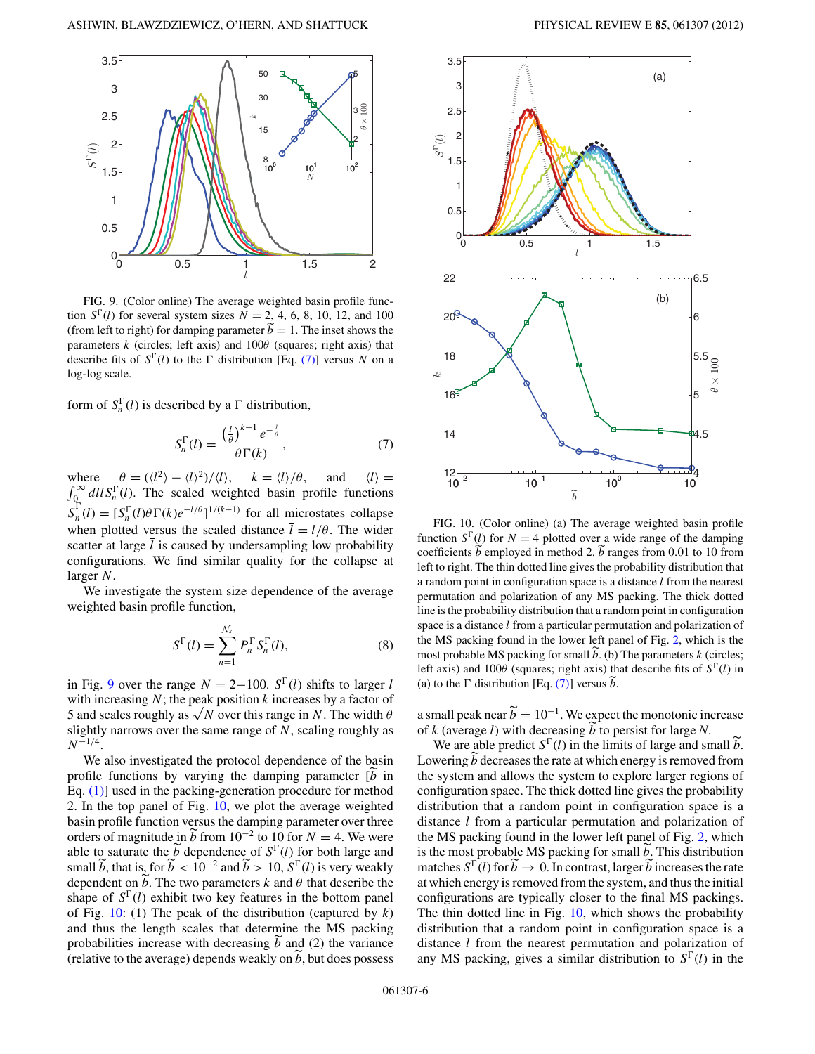FIG. 9. (Color online) The average weighted basin profile function $S^{\Gamma}(l)$ for several system sizes $N = 2, 4, 6, 8, 10, 12,$ and $100$ (from left to right) for damping parameter $\tilde{b} = 1$. The inset shows the parameters $k$ (circles; left axis) and $100\theta$ (squares; right axis) that describe fits of $S^{\Gamma}(l)$ to the $\Gamma$ distribution [Eq. (7)] versus $N$ on a log-log scale.

form of $S_n^{\Gamma}(l)$ is described by a $\Gamma$ distribution,

$$S_n^{\Gamma}(l) = \frac{\left(\frac{l}{\theta}\right)^{k-1} e^{-\frac{l}{\theta}}}{\theta\Gamma(k)}, \tag{7}$$

where $\theta = (\langle l^2 \rangle - \langle l \rangle^2)/\langle l \rangle$, $k = \langle l \rangle/\theta$, and $\langle l \rangle = \int_0^{\infty} dl l S_n^{\Gamma}(l)$. The scaled weighted basin profile functions $\overline{S}_n^{\Gamma}(\overline{l}) = [S_n^{\Gamma}(l)\theta\Gamma(k)e^{-l/\theta}]^{1/(k-1)}$ for all microstates collapse when plotted versus the scaled distance $\overline{l} = l/\theta$. The wider scatter at large $\overline{l}$ is caused by undersampling low probability configurations. We find similar quality for the collapse at larger $N$.

We investigate the system size dependence of the average weighted basin profile function,

$$S^{\Gamma}(l) = \sum_{n=1}^{\mathcal{N}_s} P_n^{\Gamma} S_n^{\Gamma}(l), \tag{8}$$

in Fig. 9 over the range $N = 2$–$100$. $S^{\Gamma}(l)$ shifts to larger $l$ with increasing $N$; the peak position $k$ increases by a factor of 5 and scales roughly as $\sqrt{N}$ over this range in $N$. The width $\theta$ slightly narrows over the same range of $N$, scaling roughly as $N^{-1/4}$.

We also investigated the protocol dependence of the basin profile functions by varying the damping parameter [$\tilde{b}$ in Eq. (1)] used in the packing-generation procedure for method 2. In the top panel of Fig. 10, we plot the average weighted basin profile function versus the damping parameter over three orders of magnitude in $\tilde{b}$ from $10^{-2}$ to 10 for $N = 4$. We were able to saturate the $\tilde{b}$ dependence of $S^{\Gamma}(l)$ for both large and small $\tilde{b}$, that is, for $\tilde{b} < 10^{-2}$ and $\tilde{b} > 10$, $S^{\Gamma}(l)$ is very weakly dependent on $\tilde{b}$. The two parameters $k$ and $\theta$ that describe the shape of $S^{\Gamma}(l)$ exhibit two key features in the bottom panel of Fig. 10: (1) The peak of the distribution (captured by $k$) and thus the length scales that determine the MS packing probabilities increase with decreasing $\tilde{b}$ and (2) the variance (relative to the average) depends weakly on $\tilde{b}$, but does possess a small peak near $\tilde{b} = 10^{-1}$. We expect the monotonic increase of $k$ (average $l$) with decreasing $\tilde{b}$ to persist for large $N$.

FIG. 10. (Color online) (a) The average weighted basin profile function $S^{\Gamma}(l)$ for $N = 4$ plotted over a wide range of the damping coefficients $\tilde{b}$ employed in method 2. $\tilde{b}$ ranges from 0.01 to 10 from left to right. The thin dotted line gives the probability distribution that a random point in configuration space is a distance $l$ from the nearest permutation and polarization of any MS packing. The thick dotted line is the probability distribution that a random point in configuration space is a distance $l$ from a particular permutation and polarization of the MS packing found in the lower left panel of Fig. 2, which is the most probable MS packing for small $\tilde{b}$. (b) The parameters $k$ (circles; left axis) and $100\theta$ (squares; right axis) that describe fits of $S^{\Gamma}(l)$ in (a) to the $\Gamma$ distribution [Eq. (7)] versus $\tilde{b}$.

We are able predict $S^{\Gamma}(l)$ in the limits of large and small $\tilde{b}$. Lowering $\tilde{b}$ decreases the rate at which energy is removed from the system and allows the system to explore larger regions of configuration space. The thick dotted line gives the probability distribution that a random point in configuration space is a distance $l$ from a particular permutation and polarization of the MS packing found in the lower left panel of Fig. 2, which is the most probable MS packing for small $\tilde{b}$. This distribution matches $S^{\Gamma}(l)$ for $\tilde{b} \to 0$. In contrast, larger $\tilde{b}$ increases the rate at which energy is removed from the system, and thus the initial configurations are typically closer to the final MS packings. The thin dotted line in Fig. 10, which shows the probability distribution that a random point in configuration space is a distance $l$ from the nearest permutation and polarization of any MS packing, gives a similar distribution to $S^{\Gamma}(l)$ in the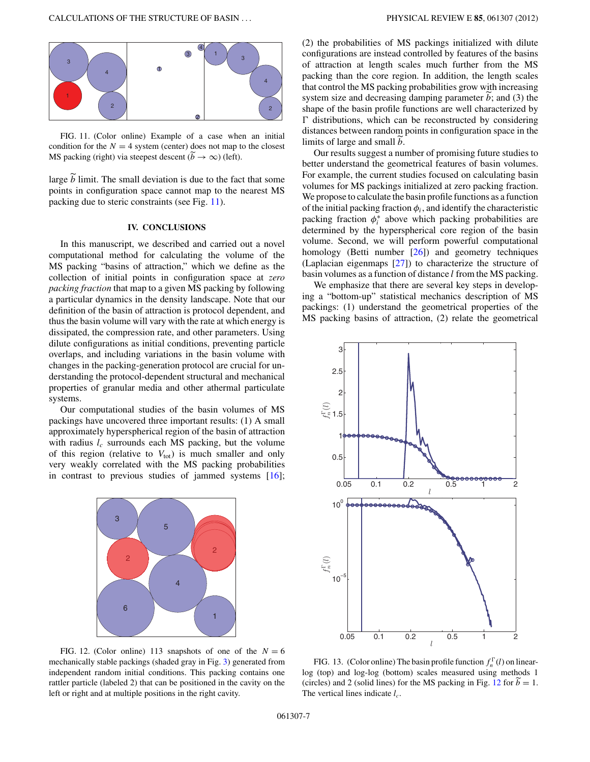FIG. 11. (Color online) Example of a case when an initial condition for the $N = 4$ system (center) does not map to the closest MS packing (right) via steepest descent ($\widetilde{b} \to \infty$) (left).

large $\widetilde{b}$ limit. The small deviation is due to the fact that some points in configuration space cannot map to the nearest MS packing due to steric constraints (see Fig. 11).

## IV. CONCLUSIONS

In this manuscript, we described and carried out a novel computational method for calculating the volume of the MS packing "basins of attraction," which we define as the collection of initial points in configuration space at *zero packing fraction* that map to a given MS packing by following a particular dynamics in the density landscape. Note that our definition of the basin of attraction is protocol dependent, and thus the basin volume will vary with the rate at which energy is dissipated, the compression rate, and other parameters. Using dilute configurations as initial conditions, preventing particle overlaps, and including variations in the basin volume with changes in the packing-generation protocol are crucial for understanding the protocol-dependent structural and mechanical properties of granular media and other athermal particulate systems.

Our computational studies of the basin volumes of MS packings have uncovered three important results: (1) A small approximately hyperspherical region of the basin of attraction with radius $l_c$ surrounds each MS packing, but the volume of this region (relative to $V_{\rm tot}$) is much smaller and only very weakly correlated with the MS packing probabilities in contrast to previous studies of jammed systems [16]; (2) the probabilities of MS packings initialized with dilute configurations are instead controlled by features of the basins of attraction at length scales much further from the MS packing than the core region. In addition, the length scales that control the MS packing probabilities grow with increasing system size and decreasing damping parameter $\widetilde{b}$; and (3) the shape of the basin profile functions are well characterized by $\Gamma$ distributions, which can be reconstructed by considering distances between random points in configuration space in the limits of large and small $\widetilde{b}$.

Our results suggest a number of promising future studies to better understand the geometrical features of basin volumes. For example, the current studies focused on calculating basin volumes for MS packings initialized at zero packing fraction. We propose to calculate the basin profile functions as a function of the initial packing fraction $\phi_i$, and identify the characteristic packing fraction $\phi_i^*$ above which packing probabilities are determined by the hyperspherical core region of the basin volume. Second, we will perform powerful computational homology (Betti number [26]) and geometry techniques (Laplacian eigenmaps [27]) to characterize the structure of basin volumes as a function of distance $l$ from the MS packing.

We emphasize that there are several key steps in developing a "bottom-up" statistical mechanics description of MS packings: (1) understand the geometrical properties of the MS packing basins of attraction, (2) relate the geometrical

FIG. 12. (Color online) 113 snapshots of one of the $N = 6$ mechanically stable packings (shaded gray in Fig. 3) generated from independent random initial conditions. This packing contains one rattler particle (labeled 2) that can be positioned in the cavity on the left or right and at multiple positions in the right cavity.

FIG. 13. (Color online) The basin profile function $f_n^{\Gamma}(l)$ on linear-log (top) and log-log (bottom) scales measured using methods 1 (circles) and 2 (solid lines) for the MS packing in Fig. 12 for $\widetilde{b} = 1$. The vertical lines indicate $l_c$.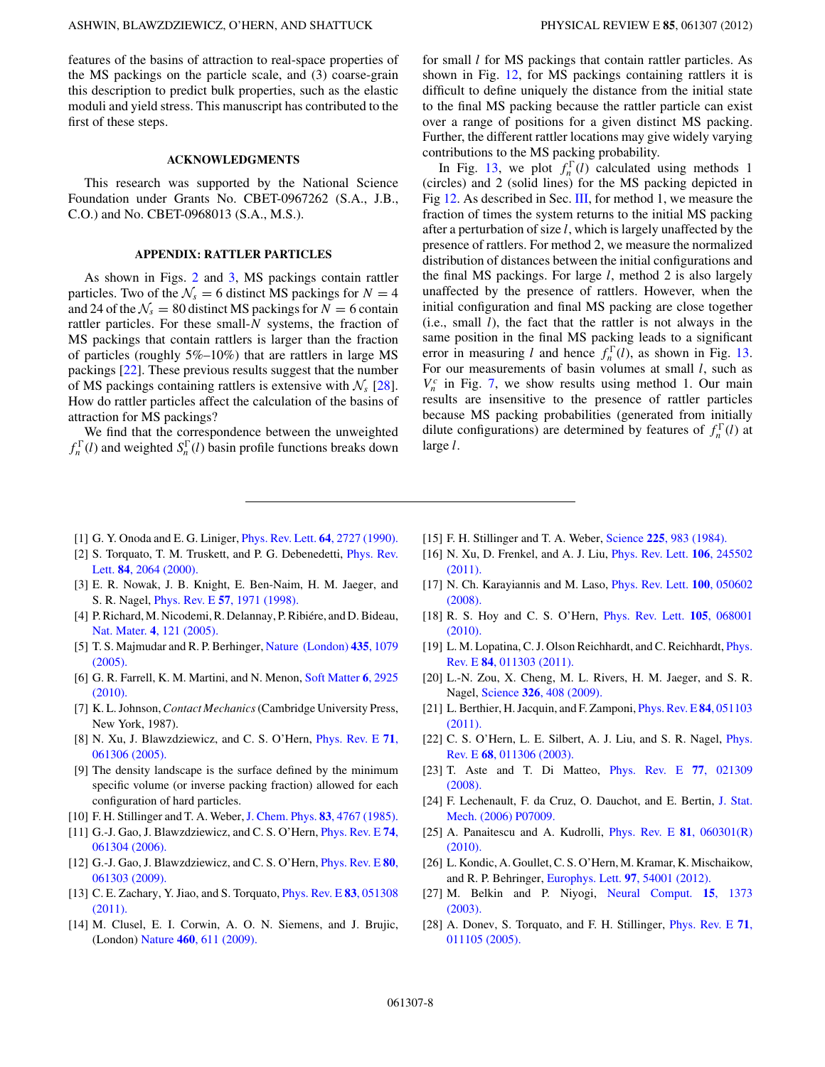features of the basins of attraction to real-space properties of the MS packings on the particle scale, and (3) coarse-grain this description to predict bulk properties, such as the elastic moduli and yield stress. This manuscript has contributed to the first of these steps.

## ACKNOWLEDGMENTS

This research was supported by the National Science Foundation under Grants No. CBET-0967262 (S.A., J.B., C.O.) and No. CBET-0968013 (S.A., M.S.).

## APPENDIX: RATTLER PARTICLES

As shown in Figs. 2 and 3, MS packings contain rattler particles. Two of the $\mathcal{N}_s = 6$ distinct MS packings for $N = 4$ and 24 of the $\mathcal{N}_s = 80$ distinct MS packings for $N = 6$ contain rattler particles. For these small-$N$ systems, the fraction of MS packings that contain rattlers is larger than the fraction of particles (roughly 5%–10%) that are rattlers in large MS packings [22]. These previous results suggest that the number of MS packings containing rattlers is extensive with $\mathcal{N}_s$ [28]. How do rattler particles affect the calculation of the basins of attraction for MS packings?

We find that the correspondence between the unweighted $f_n^{\Gamma}(l)$ and weighted $S_n^{\Gamma}(l)$ basin profile functions breaks down for small $l$ for MS packings that contain rattler particles. As shown in Fig. 12, for MS packings containing rattlers it is difficult to define uniquely the distance from the initial state to the final MS packing because the rattler particle can exist over a range of positions for a given distinct MS packing. Further, the different rattler locations may give widely varying contributions to the MS packing probability.

In Fig. 13, we plot $f_n^{\Gamma}(l)$ calculated using methods 1 (circles) and 2 (solid lines) for the MS packing depicted in Fig 12. As described in Sec. III, for method 1, we measure the fraction of times the system returns to the initial MS packing after a perturbation of size $l$, which is largely unaffected by the presence of rattlers. For method 2, we measure the normalized distribution of distances between the initial configurations and the final MS packings. For large $l$, method 2 is also largely unaffected by the presence of rattlers. However, when the initial configuration and final MS packing are close together (i.e., small $l$), the fact that the rattler is not always in the same position in the final MS packing leads to a significant error in measuring $l$ and hence $f_n^{\Gamma}(l)$, as shown in Fig. 13. For our measurements of basin volumes at small $l$, such as $V_n^c$ in Fig. 7, we show results using method 1. Our main results are insensitive to the presence of rattler particles because MS packing probabilities (generated from initially dilute configurations) are determined by features of $f_n^{\Gamma}(l)$ at large $l$.

---

[1] G. Y. Onoda and E. G. Liniger, Phys. Rev. Lett. **64**, 2727 (1990).

[2] S. Torquato, T. M. Truskett, and P. G. Debenedetti, Phys. Rev. Lett. **84**, 2064 (2000).

[3] E. R. Nowak, J. B. Knight, E. Ben-Naim, H. M. Jaeger, and S. R. Nagel, Phys. Rev. E **57**, 1971 (1998).

[4] P. Richard, M. Nicodemi, R. Delannay, P. Ribiére, and D. Bideau, Nat. Mater. **4**, 121 (2005).

[5] T. S. Majmudar and R. P. Berhinger, Nature (London) **435**, 1079 (2005).

[6] G. R. Farrell, K. M. Martini, and N. Menon, Soft Matter **6**, 2925 (2010).

[7] K. L. Johnson, *Contact Mechanics* (Cambridge University Press, New York, 1987).

[8] N. Xu, J. Blawzdziewicz, and C. S. O'Hern, Phys. Rev. E **71**, 061306 (2005).

[9] The density landscape is the surface defined by the minimum specific volume (or inverse packing fraction) allowed for each configuration of hard particles.

[10] F. H. Stillinger and T. A. Weber, J. Chem. Phys. **83**, 4767 (1985).

[11] G.-J. Gao, J. Blawzdziewicz, and C. S. O'Hern, Phys. Rev. E **74**, 061304 (2006).

[12] G.-J. Gao, J. Blawzdziewicz, and C. S. O'Hern, Phys. Rev. E **80**, 061303 (2009).

[13] C. E. Zachary, Y. Jiao, and S. Torquato, Phys. Rev. E **83**, 051308 (2011).

[14] M. Clusel, E. I. Corwin, A. O. N. Siemens, and J. Brujic, (London) Nature **460**, 611 (2009).

[15] F. H. Stillinger and T. A. Weber, Science **225**, 983 (1984).

[16] N. Xu, D. Frenkel, and A. J. Liu, Phys. Rev. Lett. **106**, 245502 (2011).

[17] N. Ch. Karayiannis and M. Laso, Phys. Rev. Lett. **100**, 050602 (2008).

[18] R. S. Hoy and C. S. O'Hern, Phys. Rev. Lett. **105**, 068001 (2010).

[19] L. M. Lopatina, C. J. Olson Reichhardt, and C. Reichhardt, Phys. Rev. E **84**, 011303 (2011).

[20] L.-N. Zou, X. Cheng, M. L. Rivers, H. M. Jaeger, and S. R. Nagel, Science **326**, 408 (2009).

[21] L. Berthier, H. Jacquin, and F. Zamponi, Phys. Rev. E **84**, 051103 (2011).

[22] C. S. O'Hern, L. E. Silbert, A. J. Liu, and S. R. Nagel, Phys. Rev. E **68**, 011306 (2003).

[23] T. Aste and T. Di Matteo, Phys. Rev. E **77**, 021309 (2008).

[24] F. Lechenault, F. da Cruz, O. Dauchot, and E. Bertin, J. Stat. Mech. (2006) P07009.

[25] A. Panaitescu and A. Kudrolli, Phys. Rev. E **81**, 060301(R) (2010).

[26] L. Kondic, A. Goullet, C. S. O'Hern, M. Kramar, K. Mischaikow, and R. P. Behringer, Europhys. Lett. **97**, 54001 (2012).

[27] M. Belkin and P. Niyogi, Neural Comput. **15**, 1373 (2003).

[28] A. Donev, S. Torquato, and F. H. Stillinger, Phys. Rev. E **71**, 011105 (2005).